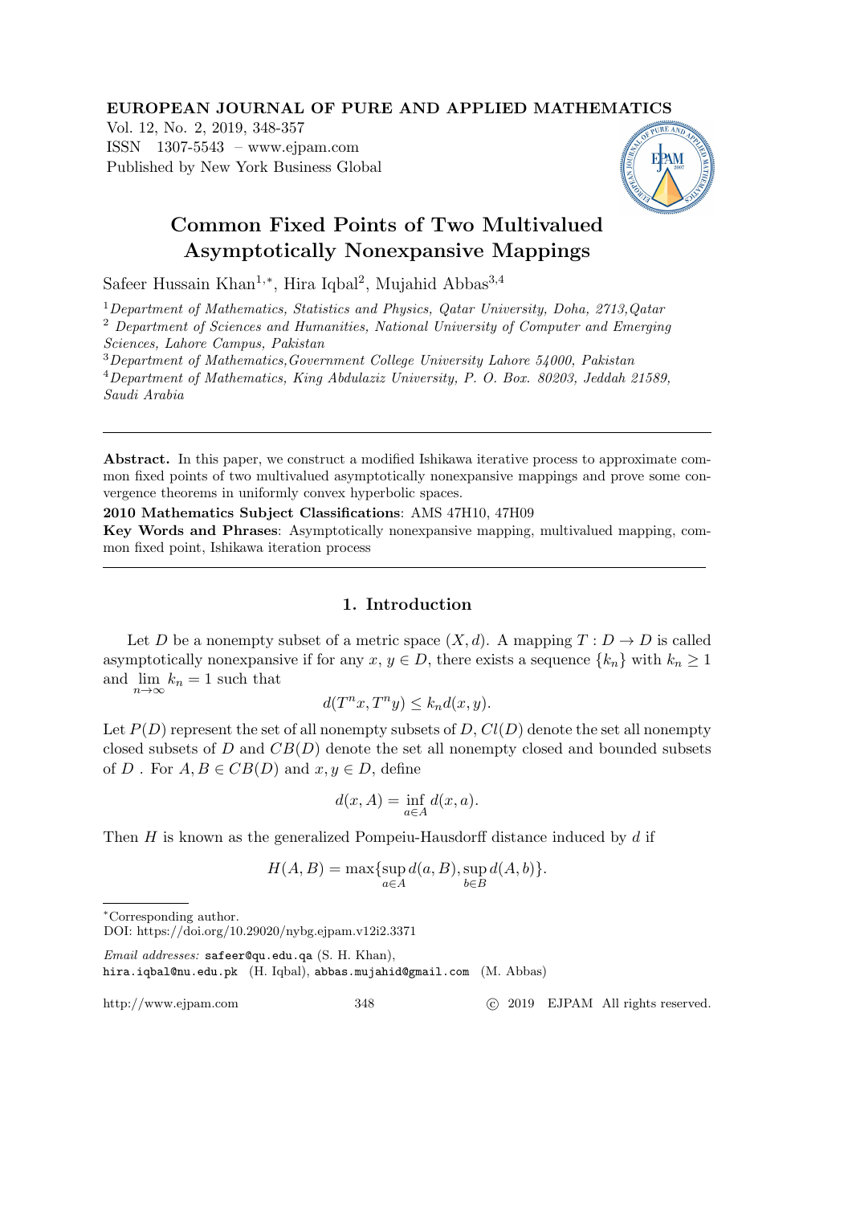# Common Fixed Points of Two Multivalued Asymptotically Nonexpansive Mappings

Safeer Hussain Khan[1,*], Hira Iqbal[2], Mujahid Abbas[3,4]

[1] *Department of Mathematics, Statistics and Physics, Qatar University, Doha, 2713, Qatar*
[2] *Department of Sciences and Humanities, National University of Computer and Emerging Sciences, Lahore Campus, Pakistan*
[3] *Department of Mathematics, Government College University Lahore 54000, Pakistan*
[4] *Department of Mathematics, King Abdulaziz University, P. O. Box. 80203, Jeddah 21589, Saudi Arabia*

---

**Abstract.** In this paper, we construct a modified Ishikawa iterative process to approximate common fixed points of two multivalued asymptotically nonexpansive mappings and prove some convergence theorems in uniformly convex hyperbolic spaces.

**2010 Mathematics Subject Classifications**: AMS 47H10, 47H09

**Key Words and Phrases**: Asymptotically nonexpansive mapping, multivalued mapping, common fixed point, Ishikawa iteration process

---

## 1. Introduction

Let $D$ be a nonempty subset of a metric space $(X, d)$. A mapping $T : D \to D$ is called asymptotically nonexpansive if for any $x, y \in D$, there exists a sequence $\{k_n\}$ with $k_n \geq 1$ and $\lim\limits_{n\to\infty} k_n = 1$ such that

$$d(T^n x, T^n y) \leq k_n d(x, y).$$

Let $P(D)$ represent the set of all nonempty subsets of $D$, $Cl(D)$ denote the set all nonempty closed subsets of $D$ and $CB(D)$ denote the set all nonempty closed and bounded subsets of $D$ . For $A, B \in CB(D)$ and $x, y \in D$, define

$$d(x, A) = \inf_{a\in A} d(x, a).$$

Then $H$ is known as the generalized Pompeiu-Hausdorff distance induced by $d$ if

$$H(A, B) = \max\{\sup_{a\in A} d(a, B), \sup_{b\in B} d(A, b)\}.$$

---

*Corresponding author.

DOI: https://doi.org/10.29020/nybg.ejpam.v12i2.3371

*Email addresses:* safeer@qu.edu.qa (S. H. Khan), hira.iqbal@nu.edu.pk (H. Iqbal), abbas.mujahid@gmail.com (M. Abbas)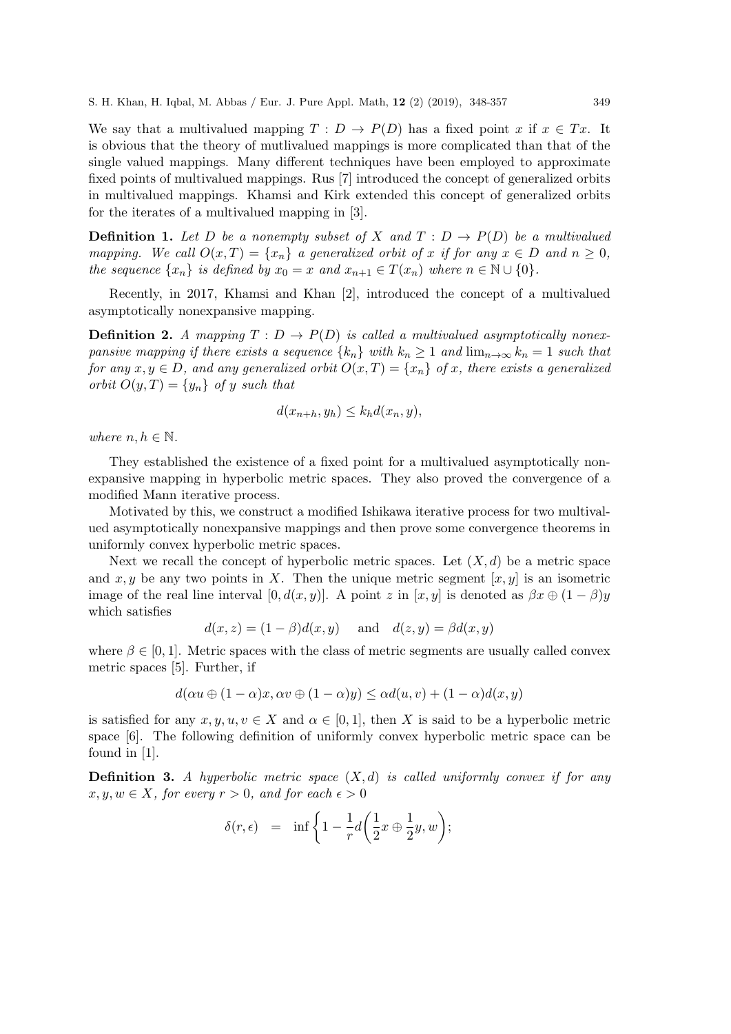We say that a multivalued mapping $T : D \to P(D)$ has a fixed point $x$ if $x \in Tx$. It is obvious that the theory of mutlivalued mappings is more complicated than that of the single valued mappings. Many different techniques have been employed to approximate fixed points of multivalued mappings. Rus [7] introduced the concept of generalized orbits in multivalued mappings. Khamsi and Kirk extended this concept of generalized orbits for the iterates of a multivalued mapping in [3].

**Definition 1.** *Let $D$ be a nonempty subset of $X$ and $T : D \to P(D)$ be a multivalued mapping. We call $O(x, T) = \{x_n\}$ a generalized orbit of $x$ if for any $x \in D$ and $n \geq 0$, the sequence $\{x_n\}$ is defined by $x_0 = x$ and $x_{n+1} \in T(x_n)$ where $n \in \mathbb{N} \cup \{0\}$.*

Recently, in 2017, Khamsi and Khan [2], introduced the concept of a multivalued asymptotically nonexpansive mapping.

**Definition 2.** *A mapping $T : D \to P(D)$ is called a multivalued asymptotically nonexpansive mapping if there exists a sequence $\{k_n\}$ with $k_n \geq 1$ and $\lim_{n\to\infty} k_n = 1$ such that for any $x, y \in D$, and any generalized orbit $O(x, T) = \{x_n\}$ of $x$, there exists a generalized orbit $O(y, T) = \{y_n\}$ of $y$ such that*

$$d(x_{n+h}, y_h) \leq k_h d(x_n, y),$$

*where $n, h \in \mathbb{N}$.*

They established the existence of a fixed point for a multivalued asymptotically nonexpansive mapping in hyperbolic metric spaces. They also proved the convergence of a modified Mann iterative process.

Motivated by this, we construct a modified Ishikawa iterative process for two multivalued asymptotically nonexpansive mappings and then prove some convergence theorems in uniformly convex hyperbolic metric spaces.

Next we recall the concept of hyperbolic metric spaces. Let $(X, d)$ be a metric space and $x, y$ be any two points in $X$. Then the unique metric segment $[x, y]$ is an isometric image of the real line interval $[0, d(x, y)]$. A point $z$ in $[x, y]$ is denoted as $\beta x \oplus (1 - \beta)y$ which satisfies

$$d(x, z) = (1 - \beta)d(x, y) \quad \text{and} \quad d(z, y) = \beta d(x, y)$$

where $\beta \in [0, 1]$. Metric spaces with the class of metric segments are usually called convex metric spaces [5]. Further, if

$$d(\alpha u \oplus (1 - \alpha)x, \alpha v \oplus (1 - \alpha)y) \leq \alpha d(u, v) + (1 - \alpha)d(x, y)$$

is satisfied for any $x, y, u, v \in X$ and $\alpha \in [0, 1]$, then $X$ is said to be a hyperbolic metric space [6]. The following definition of uniformly convex hyperbolic metric space can be found in [1].

**Definition 3.** *A hyperbolic metric space $(X, d)$ is called uniformly convex if for any $x, y, w \in X$, for every $r > 0$, and for each $\epsilon > 0$*

$$\delta(r, \epsilon) \quad = \quad \inf \left\{ 1 - \frac{1}{r} d\left( \frac{1}{2}x \oplus \frac{1}{2}y, w \right); \right.$$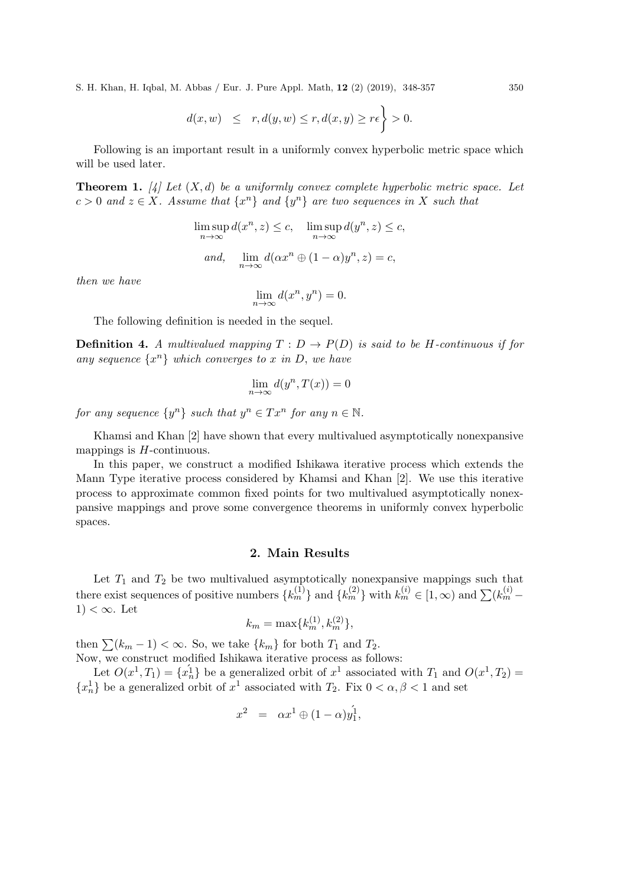$$d(x, w) \leq r, d(y, w) \leq r, d(x, y) \geq r\epsilon \Big\} > 0.$$

Following is an important result in a uniformly convex hyperbolic metric space which will be used later.

**Theorem 1.** *[4] Let $(X, d)$ be a uniformly convex complete hyperbolic metric space. Let $c > 0$ and $z \in X$. Assume that $\{x^n\}$ and $\{y^n\}$ are two sequences in $X$ such that*

$$\limsup_{n\to\infty} d(x^n, z) \leq c, \quad \limsup_{n\to\infty} d(y^n, z) \leq c,$$

$$and, \quad \lim_{n\to\infty} d(\alpha x^n \oplus (1-\alpha)y^n, z) = c,$$

*then we have*

$$\lim_{n\to\infty} d(x^n, y^n) = 0.$$

The following definition is needed in the sequel.

**Definition 4.** *A multivalued mapping $T : D \to P(D)$ is said to be $H$-continuous if for any sequence $\{x^n\}$ which converges to $x$ in $D$, we have*

$$\lim_{n\to\infty} d(y^n, T(x)) = 0$$

*for any sequence $\{y^n\}$ such that $y^n \in Tx^n$ for any $n \in \mathbb{N}$.*

Khamsi and Khan [2] have shown that every multivalued asymptotically nonexpansive mappings is $H$-continuous.

In this paper, we construct a modified Ishikawa iterative process which extends the Mann Type iterative process considered by Khamsi and Khan [2]. We use this iterative process to approximate common fixed points for two multivalued asymptotically nonexpansive mappings and prove some convergence theorems in uniformly convex hyperbolic spaces.

## 2. Main Results

Let $T_1$ and $T_2$ be two multivalued asymptotically nonexpansive mappings such that there exist sequences of positive numbers $\{k_m^{(1)}\}$ and $\{k_m^{(2)}\}$ with $k_m^{(i)} \in [1, \infty)$ and $\sum(k_m^{(i)} - 1) < \infty$. Let

$$k_m = \max\{k_m^{(1)}, k_m^{(2)}\},$$

then $\sum(k_m - 1) < \infty$. So, we take $\{k_m\}$ for both $T_1$ and $T_2$.
Now, we construct modified Ishikawa iterative process as follows:

Let $O(x^1, T_1) = \{x_n^{\acute{1}}\}$ be a generalized orbit of $x^1$ associated with $T_1$ and $O(x^1, T_2) = \{x_n^1\}$ be a generalized orbit of $x^1$ associated with $T_2$. Fix $0 < \alpha, \beta < 1$ and set

$$x^2 = \alpha x^1 \oplus (1-\alpha)y_1^{\acute{1}},$$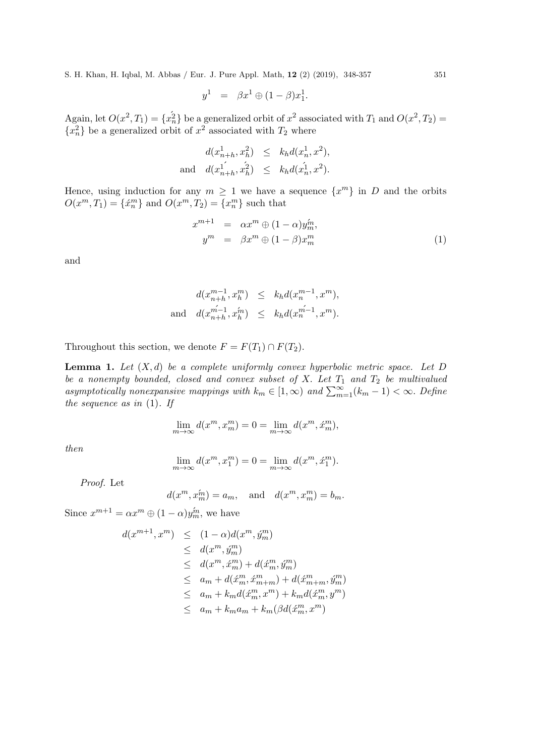$$y^1 = \beta x^1 \oplus (1-\beta)x_1^1.$$

Again, let $O(x^2, T_1) = \{\acute{x}_n^2\}$ be a generalized orbit of $x^2$ associated with $T_1$ and $O(x^2, T_2) = \{x_n^2\}$ be a generalized orbit of $x^2$ associated with $T_2$ where

$$\begin{aligned} d(x_{n+h}^1, x_h^2) &\leq k_h d(x_n^1, x^2), \\ \text{and} \quad d(x_{n+h}^{1'}, \acute{x}_h^2) &\leq k_h d(\acute{x}_n^1, x^2). \end{aligned}$$

Hence, using induction for any $m \geq 1$ we have a sequence $\{x^m\}$ in $D$ and the orbits $O(x^m, T_1) = \{\acute{x}_n^m\}$ and $O(x^m, T_2) = \{x_n^m\}$ such that

$$\begin{aligned} x^{m+1} &= \alpha x^m \oplus (1-\alpha)\acute{y}_m^m, \\ y^m &= \beta x^m \oplus (1-\beta)x_m^m \end{aligned} \tag{1}$$

and

$$\begin{aligned} d(x_{n+h}^{m-1}, x_h^m) &\leq k_h d(x_n^{m-1}, x^m), \\ \text{and} \quad d(x_{n+h}^{\acute{m}-1}, \acute{x}_h^m) &\leq k_h d(x_n^{\acute{m}-1}, x^m). \end{aligned}$$

Throughout this section, we denote $F = F(T_1) \cap F(T_2)$.

**Lemma 1.** *Let $(X, d)$ be a complete uniformly convex hyperbolic metric space. Let $D$ be a nonempty bounded, closed and convex subset of $X$. Let $T_1$ and $T_2$ be multivalued asymptotically nonexpansive mappings with $k_m \in [1, \infty)$ and $\sum_{m=1}^{\infty}(k_m - 1) < \infty$. Define the sequence as in* (1). *If*

$$\lim_{m\to\infty} d(x^m, x_m^m) = 0 = \lim_{m\to\infty} d(x^m, \acute{x}_m^m),$$

*then*

$$\lim_{m\to\infty} d(x^m, x_1^m) = 0 = \lim_{m\to\infty} d(x^m, \acute{x}_1^m).$$

*Proof.* Let

$$d(x^m, \acute{x}_m^m) = a_m, \quad \text{and} \quad d(x^m, x_m^m) = b_m.$$

Since $x^{m+1} = \alpha x^m \oplus (1-\alpha)\acute{y}_m^m$, we have

$$\begin{aligned} d(x^{m+1}, x^m) &\leq (1-\alpha)d(x^m, \acute{y}_m^m) \\ &\leq d(x^m, \acute{y}_m^m) \\ &\leq d(x^m, \acute{x}_m^m) + d(\acute{x}_m^m, \acute{y}_m^m) \\ &\leq a_m + d(\acute{x}_m^m, \acute{x}_{m+m}^m) + d(\acute{x}_{m+m}^m, \acute{y}_m^m) \\ &\leq a_m + k_m d(\acute{x}_m^m, x^m) + k_m d(\acute{x}_m^m, y^m) \\ &\leq a_m + k_m a_m + k_m(\beta d(\acute{x}_m^m, x^m) \end{aligned}$$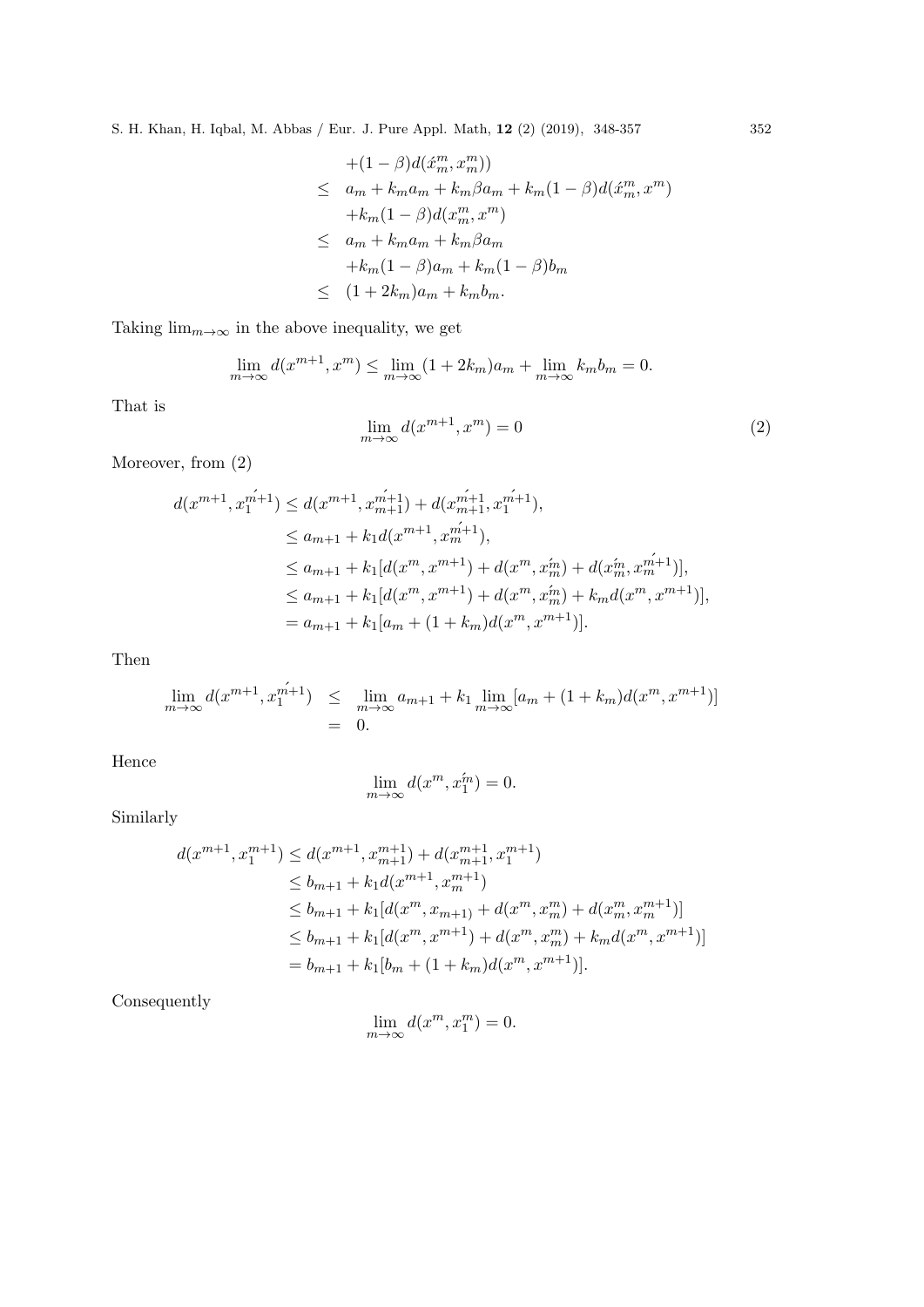$$
\begin{aligned}
&+(1-\beta)d(\acute{x}_m^m, x_m^m)) \\
\leq\ & a_m + k_m a_m + k_m \beta a_m + k_m(1-\beta)d(\acute{x}_m^m, x^m) \\
&+k_m(1-\beta)d(x_m^m, x^m) \\
\leq\ & a_m + k_m a_m + k_m \beta a_m \\
&+k_m(1-\beta)a_m + k_m(1-\beta)b_m \\
\leq\ & (1+2k_m)a_m + k_m b_m.
\end{aligned}
$$

Taking $\lim_{m\to\infty}$ in the above inequality, we get

$$
\lim_{m\to\infty} d(x^{m+1}, x^m) \leq \lim_{m\to\infty}(1+2k_m)a_m + \lim_{m\to\infty} k_m b_m = 0.
$$

That is

$$
\lim_{m\to\infty} d(x^{m+1}, x^m) = 0 \tag{2}
$$

Moreover, from (2)

$$
\begin{aligned}
d(x^{m+1}, x_1^{\acute{m+1}}) &\leq d(x^{m+1}, x_{m+1}^{\acute{m+1}}) + d(x_{m+1}^{\acute{m+1}}, x_1^{\acute{m+1}}), \\
&\leq a_{m+1} + k_1 d(x^{m+1}, x_m^{\acute{m+1}}), \\
&\leq a_{m+1} + k_1[d(x^m, x^{m+1}) + d(x^m, x_m^{\acute{m}}) + d(x_m^{\acute{m}}, x_m^{\acute{m+1}})], \\
&\leq a_{m+1} + k_1[d(x^m, x^{m+1}) + d(x^m, x_m^{\acute{m}}) + k_m d(x^m, x^{m+1})], \\
&= a_{m+1} + k_1[a_m + (1+k_m)d(x^m, x^{m+1})].
\end{aligned}
$$

Then

$$
\begin{aligned}
\lim_{m\to\infty} d(x^{m+1}, x_1^{\acute{m+1}}) &\leq \lim_{m\to\infty} a_{m+1} + k_1 \lim_{m\to\infty}[a_m + (1+k_m)d(x^m, x^{m+1})] \\
&= 0.
\end{aligned}
$$

Hence

$$
\lim_{m\to\infty} d(x^m, x_1^{\acute{m}}) = 0.
$$

Similarly

$$
\begin{aligned}
d(x^{m+1}, x_1^{m+1}) &\leq d(x^{m+1}, x_{m+1}^{m+1}) + d(x_{m+1}^{m+1}, x_1^{m+1}) \\
&\leq b_{m+1} + k_1 d(x^{m+1}, x_m^{m+1}) \\
&\leq b_{m+1} + k_1[d(x^m, x_{m+1)} + d(x^m, x_m^m) + d(x_m^m, x_m^{m+1})] \\
&\leq b_{m+1} + k_1[d(x^m, x^{m+1}) + d(x^m, x_m^m) + k_m d(x^m, x^{m+1})] \\
&= b_{m+1} + k_1[b_m + (1+k_m)d(x^m, x^{m+1})].
\end{aligned}
$$

Consequently

$$
\lim_{m\to\infty} d(x^m, x_1^m) = 0.
$$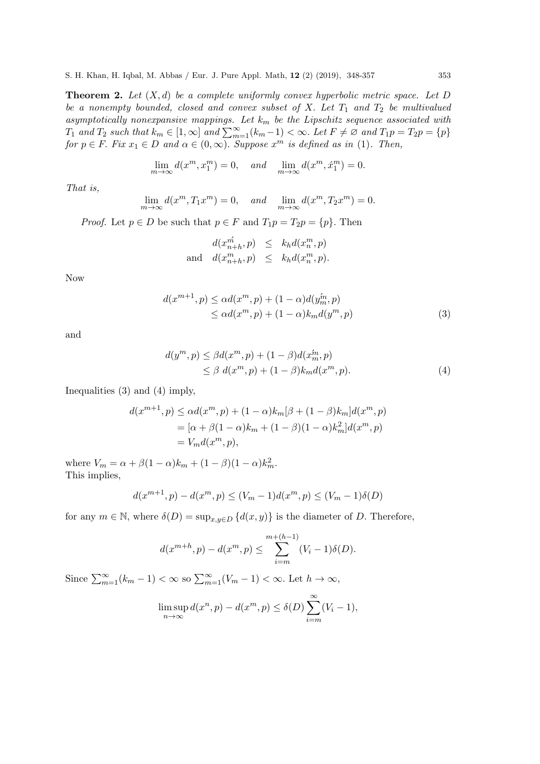**Theorem 2.** *Let $(X,d)$ be a complete uniformly convex hyperbolic metric space. Let $D$ be a nonempty bounded, closed and convex subset of $X$. Let $T_1$ and $T_2$ be multivalued asymptotically nonexpansive mappings. Let $k_m$ be the Lipschitz sequence associated with $T_1$ and $T_2$ such that $k_m \in [1,\infty]$ and $\sum_{m=1}^{\infty}(k_m - 1) < \infty$. Let $F \neq \varnothing$ and $T_1 p = T_2 p = \{p\}$ for $p \in F$. Fix $x_1 \in D$ and $\alpha \in (0,\infty)$. Suppose $x^m$ is defined as in (1). Then,*

$$\lim_{m\to\infty} d(x^m, x_1^m) = 0, \quad \textit{and} \quad \lim_{m\to\infty} d(x^m, \acute{x}_1^m) = 0.$$

*That is,*

$$\lim_{m\to\infty} d(x^m, T_1 x^m) = 0, \quad \textit{and} \quad \lim_{m\to\infty} d(x^m, T_2 x^m) = 0.$$

*Proof.* Let $p \in D$ be such that $p \in F$ and $T_1 p = T_2 p = \{p\}$. Then

$$\begin{aligned} d(x_{n+h}^{\acute{m}}, p) &\leq k_h d(x_n^m, p) \\ \text{and} \quad d(x_{n+h}^m, p) &\leq k_h d(x_n^m, p). \end{aligned}$$

Now

$$\begin{aligned} d(x^{m+1}, p) &\leq \alpha d(x^m, p) + (1-\alpha) d(y_m^{\acute{m}}, p) \\ &\leq \alpha d(x^m, p) + (1-\alpha) k_m d(y^m, p) \end{aligned} \tag{3}$$

and

$$\begin{aligned} d(y^m, p) &\leq \beta d(x^m, p) + (1-\beta) d(x_m^{\acute{m}}, p) \\ &\leq \beta\, d(x^m, p) + (1-\beta) k_m d(x^m, p). \end{aligned} \tag{4}$$

Inequalities (3) and (4) imply,

$$\begin{aligned} d(x^{m+1}, p) &\leq \alpha d(x^m, p) + (1-\alpha) k_m [\beta + (1-\beta) k_m] d(x^m, p) \\ &= [\alpha + \beta(1-\alpha) k_m + (1-\beta)(1-\alpha) k_m^2] d(x^m, p) \\ &= V_m d(x^m, p), \end{aligned}$$

where $V_m = \alpha + \beta(1-\alpha)k_m + (1-\beta)(1-\alpha)k_m^2$.
This implies,

$$d(x^{m+1}, p) - d(x^m, p) \leq (V_m - 1) d(x^m, p) \leq (V_m - 1)\delta(D)$$

for any $m \in \mathbb{N}$, where $\delta(D) = \sup_{x,y \in D}\{d(x,y)\}$ is the diameter of $D$. Therefore,

$$d(x^{m+h}, p) - d(x^m, p) \leq \sum_{i=m}^{m+(h-1)} (V_i - 1)\delta(D).$$

Since $\sum_{m=1}^{\infty}(k_m - 1) < \infty$ so $\sum_{m=1}^{\infty}(V_m - 1) < \infty$. Let $h \to \infty$,

$$\limsup_{n\to\infty} d(x^n, p) - d(x^m, p) \leq \delta(D) \sum_{i=m}^{\infty} (V_i - 1),$$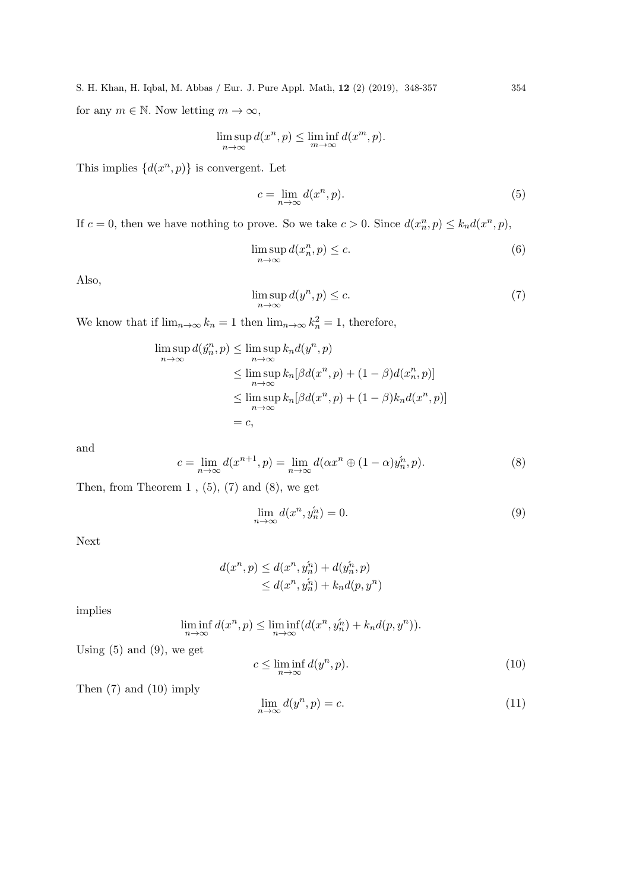for any $m \in \mathbb{N}$. Now letting $m \to \infty$,

$$\limsup_{n\to\infty} d(x^n, p) \leq \liminf_{m\to\infty} d(x^m, p).$$

This implies $\{d(x^n, p)\}$ is convergent. Let

$$c = \lim_{n\to\infty} d(x^n, p). \tag{5}$$

If $c = 0$, then we have nothing to prove. So we take $c > 0$. Since $d(x_n^n, p) \leq k_n d(x^n, p)$,

$$\limsup_{n\to\infty} d(x_n^n, p) \leq c. \tag{6}$$

Also,

$$\limsup_{n\to\infty} d(y^n, p) \leq c. \tag{7}$$

We know that if $\lim_{n\to\infty} k_n = 1$ then $\lim_{n\to\infty} k_n^2 = 1$, therefore,

$$\begin{aligned}
\limsup_{n\to\infty} d(\acute{y}_n^n, p) &\leq \limsup_{n\to\infty} k_n d(y^n, p) \\
&\leq \limsup_{n\to\infty} k_n[\beta d(x^n, p) + (1-\beta) d(x_n^n, p)] \\
&\leq \limsup_{n\to\infty} k_n[\beta d(x^n, p) + (1-\beta) k_n d(x^n, p)] \\
&= c,
\end{aligned}$$

and

$$c = \lim_{n\to\infty} d(x^{n+1}, p) = \lim_{n\to\infty} d(\alpha x^n \oplus (1-\alpha)\acute{y}_n^n, p). \tag{8}$$

Then, from Theorem 1 , (5), (7) and (8), we get

$$\lim_{n\to\infty} d(x^n, \acute{y}_n^n) = 0. \tag{9}$$

Next

$$\begin{aligned}
d(x^n, p) &\leq d(x^n, \acute{y}_n^n) + d(\acute{y}_n^n, p) \\
&\leq d(x^n, \acute{y}_n^n) + k_n d(p, y^n)
\end{aligned}$$

implies

$$\liminf_{n\to\infty} d(x^n, p) \leq \liminf_{n\to\infty} (d(x^n, \acute{y}_n^n) + k_n d(p, y^n)).$$

Using (5) and (9), we get

$$c \leq \liminf_{n\to\infty} d(y^n, p). \tag{10}$$

Then (7) and (10) imply

$$\lim_{n\to\infty} d(y^n, p) = c. \tag{11}$$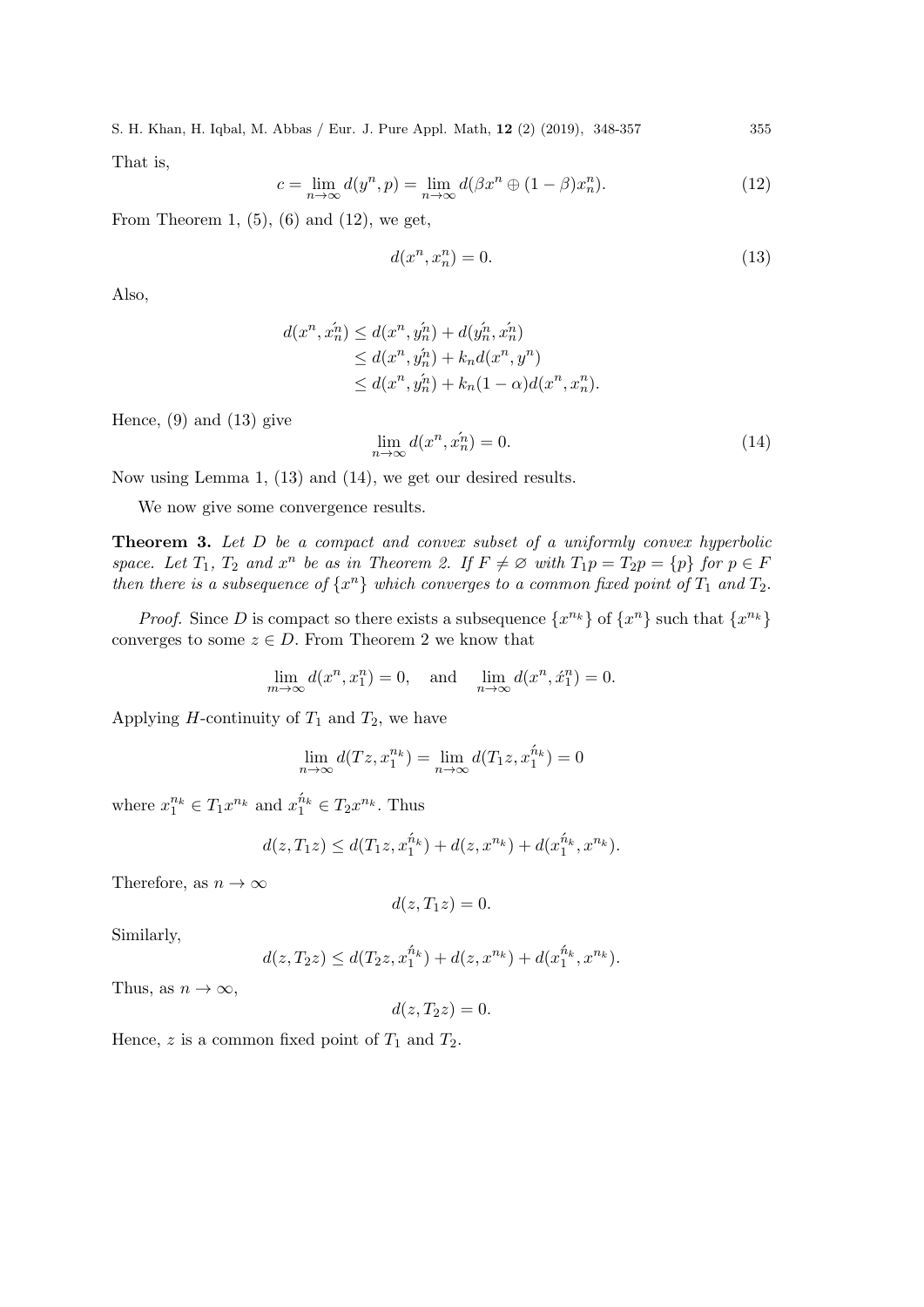That is,

$$c = \lim_{n\to\infty} d(y^n, p) = \lim_{n\to\infty} d(\beta x^n \oplus (1-\beta)x_n^n). \tag{12}$$

From Theorem 1, (5), (6) and (12), we get,

$$d(x^n, x_n^n) = 0. \tag{13}$$

Also,

$$\begin{aligned} d(x^n, \acute{x_n^n}) &\leq d(x^n, \acute{y_n^n}) + d(\acute{y_n^n}, \acute{x_n^n}) \\ &\leq d(x^n, \acute{y_n^n}) + k_n d(x^n, y^n) \\ &\leq d(x^n, \acute{y_n^n}) + k_n(1-\alpha)d(x^n, x_n^n). \end{aligned}$$

Hence, (9) and (13) give

$$\lim_{n\to\infty} d(x^n, \acute{x_n^n}) = 0. \tag{14}$$

Now using Lemma 1, (13) and (14), we get our desired results.

We now give some convergence results.

**Theorem 3.** *Let $D$ be a compact and convex subset of a uniformly convex hyperbolic space. Let $T_1$, $T_2$ and $x^n$ be as in Theorem 2. If $F \neq \varnothing$ with $T_1p = T_2p = \{p\}$ for $p \in F$ then there is a subsequence of $\{x^n\}$ which converges to a common fixed point of $T_1$ and $T_2$.*

*Proof.* Since $D$ is compact so there exists a subsequence $\{x^{n_k}\}$ of $\{x^n\}$ such that $\{x^{n_k}\}$ converges to some $z \in D$. From Theorem 2 we know that

$$\lim_{m\to\infty} d(x^n, x_1^n) = 0, \quad \text{and} \quad \lim_{n\to\infty} d(x^n, \acute{x}_1^n) = 0.$$

Applying $H$-continuity of $T_1$ and $T_2$, we have

$$\lim_{n\to\infty} d(Tz, x_1^{n_k}) = \lim_{n\to\infty} d(T_1 z, x_1^{\acute{n}_k}) = 0$$

where $x_1^{n_k} \in T_1 x^{n_k}$ and $x_1^{\acute{n}_k} \in T_2 x^{n_k}$. Thus

$$d(z, T_1 z) \leq d(T_1 z, x_1^{\acute{n}_k}) + d(z, x^{n_k}) + d(x_1^{\acute{n}_k}, x^{n_k}).$$

Therefore, as $n \to \infty$

$$d(z, T_1 z) = 0.$$

Similarly,

$$d(z, T_2 z) \leq d(T_2 z, x_1^{\acute{n}_k}) + d(z, x^{n_k}) + d(x_1^{\acute{n}_k}, x^{n_k}).$$

Thus, as $n \to \infty$,

$$d(z, T_2 z) = 0.$$

Hence, $z$ is a common fixed point of $T_1$ and $T_2$.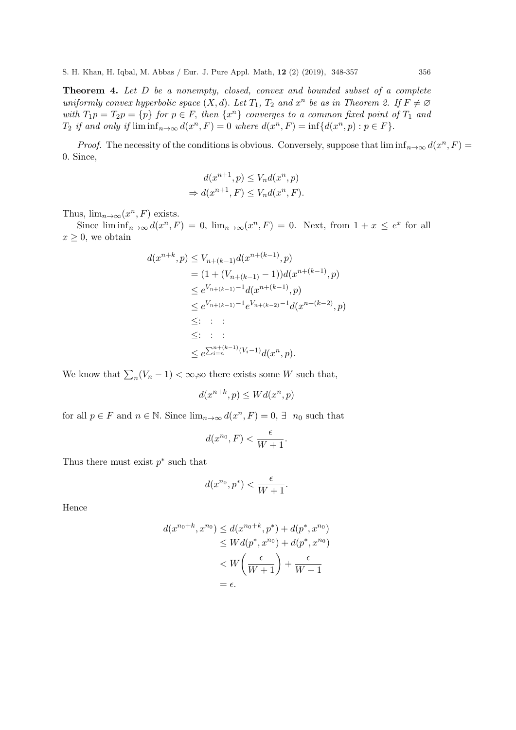**Theorem 4.** *Let $D$ be a nonempty, closed, convex and bounded subset of a complete uniformly convex hyperbolic space $(X, d)$. Let $T_1$, $T_2$ and $x^n$ be as in Theorem 2. If $F \neq \varnothing$ with $T_1 p = T_2 p = \{p\}$ for $p \in F$, then $\{x^n\}$ converges to a common fixed point of $T_1$ and $T_2$ if and only if $\liminf_{n\to\infty} d(x^n, F) = 0$ where $d(x^n, F) = \inf\{d(x^n, p) : p \in F\}$.*

*Proof.* The necessity of the conditions is obvious. Conversely, suppose that $\liminf_{n\to\infty} d(x^n, F) = 0$. Since,

$$
\begin{aligned}
& d(x^{n+1}, p) \leq V_n d(x^n, p) \\
\Rightarrow\ & d(x^{n+1}, F) \leq V_n d(x^n, F).
\end{aligned}
$$

Thus, $\lim_{n\to\infty}(x^n, F)$ exists.

Since $\liminf_{n\to\infty} d(x^n, F) = 0$, $\lim_{n\to\infty}(x^n, F) = 0$. Next, from $1 + x \leq e^x$ for all $x \geq 0$, we obtain

$$
\begin{aligned}
d(x^{n+k}, p) &\leq V_{n+(k-1)} d(x^{n+(k-1)}, p) \\
&= (1 + (V_{n+(k-1)} - 1)) d(x^{n+(k-1)}, p) \\
&\leq e^{V_{n+(k-1)}-1} d(x^{n+(k-1)}, p) \\
&\leq e^{V_{n+(k-1)}-1} e^{V_{n+(k-2)}-1} d(x^{n+(k-2)}, p) \\
&\leq : \quad : \quad : \\
&\leq : \quad : \quad : \\
&\leq e^{\sum_{i=n}^{n+(k-1)}(V_i - 1)} d(x^n, p).
\end{aligned}
$$

We know that $\sum_n (V_n - 1) < \infty$,so there exists some $W$ such that,

$$
d(x^{n+k}, p) \leq W d(x^n, p)
$$

for all $p \in F$ and $n \in \mathbb{N}$. Since $\lim_{n\to\infty} d(x^n, F) = 0$, $\exists\ n_0$ such that

$$
d(x^{n_0}, F) < \frac{\epsilon}{W + 1}.
$$

Thus there must exist $p^*$ such that

$$
d(x^{n_0}, p^*) < \frac{\epsilon}{W + 1}.
$$

Hence

$$
\begin{aligned}
d(x^{n_0+k}, x^{n_0}) &\leq d(x^{n_0+k}, p^*) + d(p^*, x^{n_0}) \\
&\leq W d(p^*, x^{n_0}) + d(p^*, x^{n_0}) \\
&< W\left(\frac{\epsilon}{W + 1}\right) + \frac{\epsilon}{W + 1} \\
&= \epsilon.
\end{aligned}
$$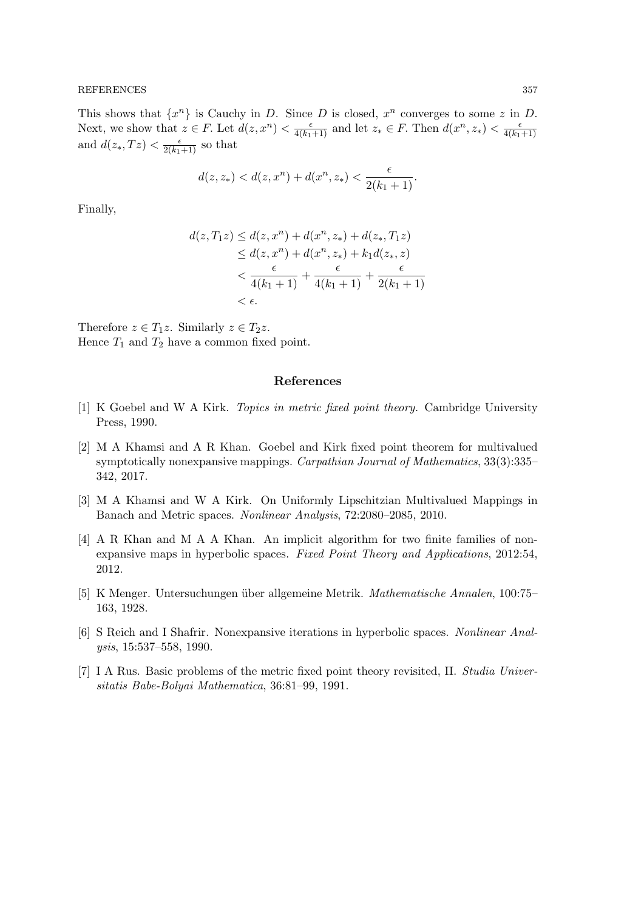This shows that $\{x^n\}$ is Cauchy in $D$. Since $D$ is closed, $x^n$ converges to some $z$ in $D$. Next, we show that $z \in F$. Let $d(z, x^n) < \frac{\epsilon}{4(k_1+1)}$ and let $z_* \in F$. Then $d(x^n, z_*) < \frac{\epsilon}{4(k_1+1)}$ and $d(z_*, Tz) < \frac{\epsilon}{2(k_1+1)}$ so that

$$d(z, z_*) < d(z, x^n) + d(x^n, z_*) < \frac{\epsilon}{2(k_1+1)}.$$

Finally,

$$\begin{aligned}
d(z, T_1 z) &\leq d(z, x^n) + d(x^n, z_*) + d(z_*, T_1 z) \\
&\leq d(z, x^n) + d(x^n, z_*) + k_1 d(z_*, z) \\
&< \frac{\epsilon}{4(k_1+1)} + \frac{\epsilon}{4(k_1+1)} + \frac{\epsilon}{2(k_1+1)} \\
&< \epsilon.
\end{aligned}$$

Therefore $z \in T_1 z$. Similarly $z \in T_2 z$.
Hence $T_1$ and $T_2$ have a common fixed point.

## References

[1] K Goebel and W A Kirk. *Topics in metric fixed point theory.* Cambridge University Press, 1990.

[2] M A Khamsi and A R Khan. Goebel and Kirk fixed point theorem for multivalued symptotically nonexpansive mappings. *Carpathian Journal of Mathematics*, 33(3):335–342, 2017.

[3] M A Khamsi and W A Kirk. On Uniformly Lipschitzian Multivalued Mappings in Banach and Metric spaces. *Nonlinear Analysis*, 72:2080–2085, 2010.

[4] A R Khan and M A A Khan. An implicit algorithm for two finite families of nonexpansive maps in hyperbolic spaces. *Fixed Point Theory and Applications*, 2012:54, 2012.

[5] K Menger. Untersuchungen über allgemeine Metrik. *Mathematische Annalen*, 100:75–163, 1928.

[6] S Reich and I Shafrir. Nonexpansive iterations in hyperbolic spaces. *Nonlinear Analysis*, 15:537–558, 1990.

[7] I A Rus. Basic problems of the metric fixed point theory revisited, II. *Studia Universitatis Babe-Bolyai Mathematica*, 36:81–99, 1991.